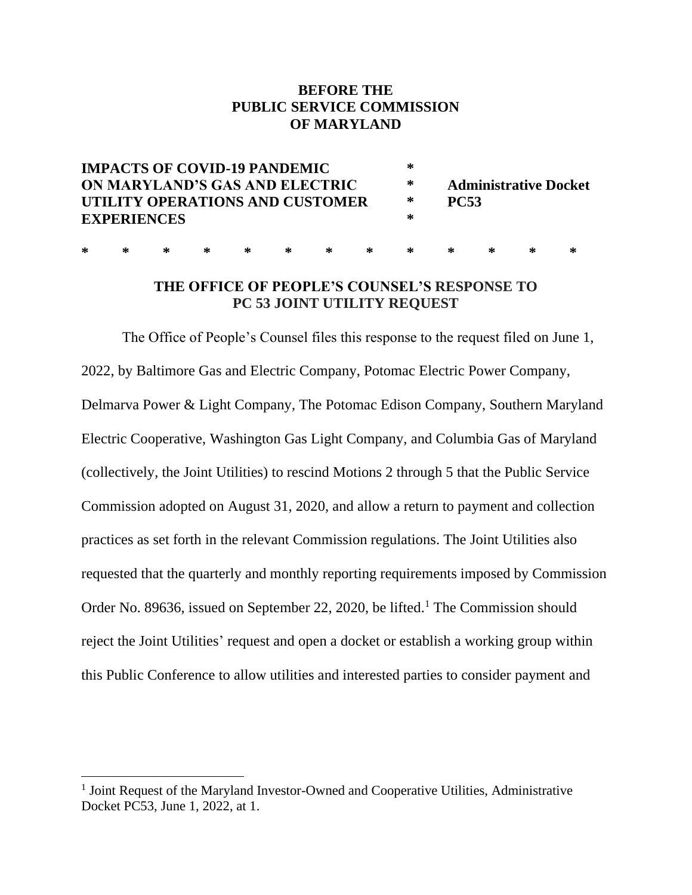**BEFORE THE**
**PUBLIC SERVICE COMMISSION**
**OF MARYLAND**

| | | |
|---|---|---|
| **IMPACTS OF COVID-19 PANDEMIC ON MARYLAND'S GAS AND ELECTRIC UTILITY OPERATIONS AND CUSTOMER EXPERIENCES** | * * * * | **Administrative Docket PC53** |

\* \* \* \* \* \* \* \* \* \* \* \* \*

## THE OFFICE OF PEOPLE'S COUNSEL'S RESPONSE TO PC 53 JOINT UTILITY REQUEST

The Office of People's Counsel files this response to the request filed on June 1, 2022, by Baltimore Gas and Electric Company, Potomac Electric Power Company, Delmarva Power & Light Company, The Potomac Edison Company, Southern Maryland Electric Cooperative, Washington Gas Light Company, and Columbia Gas of Maryland (collectively, the Joint Utilities) to rescind Motions 2 through 5 that the Public Service Commission adopted on August 31, 2020, and allow a return to payment and collection practices as set forth in the relevant Commission regulations. The Joint Utilities also requested that the quarterly and monthly reporting requirements imposed by Commission Order No. 89636, issued on September 22, 2020, be lifted.[1] The Commission should reject the Joint Utilities' request and open a docket or establish a working group within this Public Conference to allow utilities and interested parties to consider payment and

---

[1] Joint Request of the Maryland Investor-Owned and Cooperative Utilities, Administrative Docket PC53, June 1, 2022, at 1.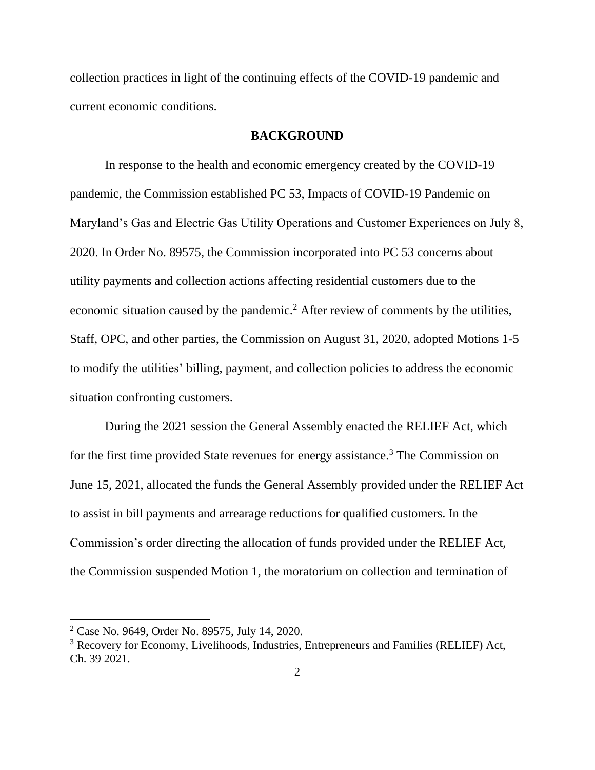collection practices in light of the continuing effects of the COVID-19 pandemic and current economic conditions.

## BACKGROUND

In response to the health and economic emergency created by the COVID-19 pandemic, the Commission established PC 53, Impacts of COVID-19 Pandemic on Maryland's Gas and Electric Gas Utility Operations and Customer Experiences on July 8, 2020. In Order No. 89575, the Commission incorporated into PC 53 concerns about utility payments and collection actions affecting residential customers due to the economic situation caused by the pandemic.[2] After review of comments by the utilities, Staff, OPC, and other parties, the Commission on August 31, 2020, adopted Motions 1-5 to modify the utilities' billing, payment, and collection policies to address the economic situation confronting customers.

During the 2021 session the General Assembly enacted the RELIEF Act, which for the first time provided State revenues for energy assistance.[3] The Commission on June 15, 2021, allocated the funds the General Assembly provided under the RELIEF Act to assist in bill payments and arrearage reductions for qualified customers. In the Commission's order directing the allocation of funds provided under the RELIEF Act, the Commission suspended Motion 1, the moratorium on collection and termination of

[2] Case No. 9649, Order No. 89575, July 14, 2020.

[3] Recovery for Economy, Livelihoods, Industries, Entrepreneurs and Families (RELIEF) Act, Ch. 39 2021.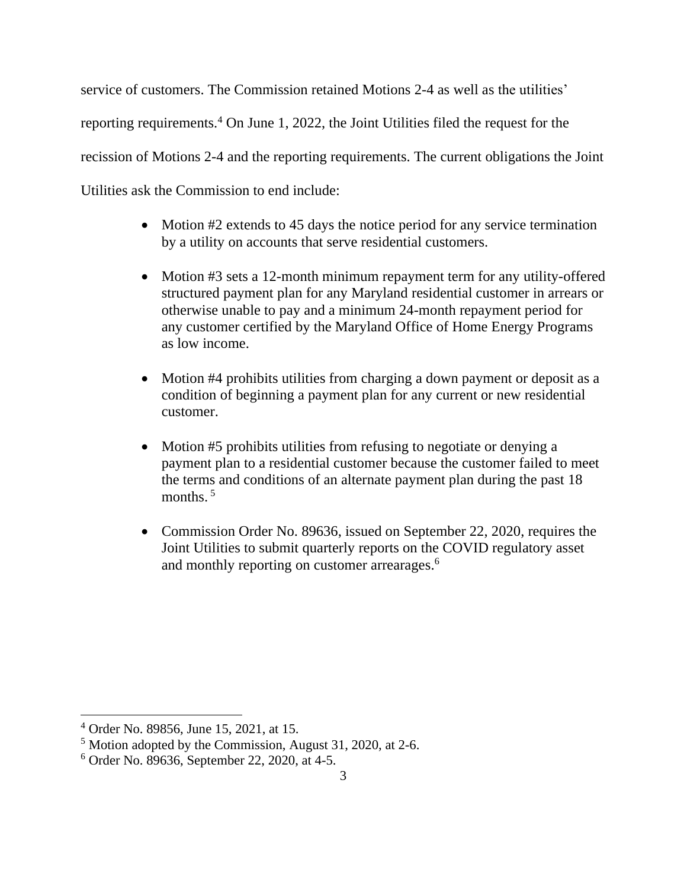service of customers. The Commission retained Motions 2-4 as well as the utilities' reporting requirements.[4] On June 1, 2022, the Joint Utilities filed the request for the recission of Motions 2-4 and the reporting requirements. The current obligations the Joint Utilities ask the Commission to end include:

- Motion #2 extends to 45 days the notice period for any service termination by a utility on accounts that serve residential customers.
- Motion #3 sets a 12-month minimum repayment term for any utility-offered structured payment plan for any Maryland residential customer in arrears or otherwise unable to pay and a minimum 24-month repayment period for any customer certified by the Maryland Office of Home Energy Programs as low income.
- Motion #4 prohibits utilities from charging a down payment or deposit as a condition of beginning a payment plan for any current or new residential customer.
- Motion #5 prohibits utilities from refusing to negotiate or denying a payment plan to a residential customer because the customer failed to meet the terms and conditions of an alternate payment plan during the past 18 months. [5]
- Commission Order No. 89636, issued on September 22, 2020, requires the Joint Utilities to submit quarterly reports on the COVID regulatory asset and monthly reporting on customer arrearages.[6]

---

[4] Order No. 89856, June 15, 2021, at 15.

[5] Motion adopted by the Commission, August 31, 2020, at 2-6.

[6] Order No. 89636, September 22, 2020, at 4-5.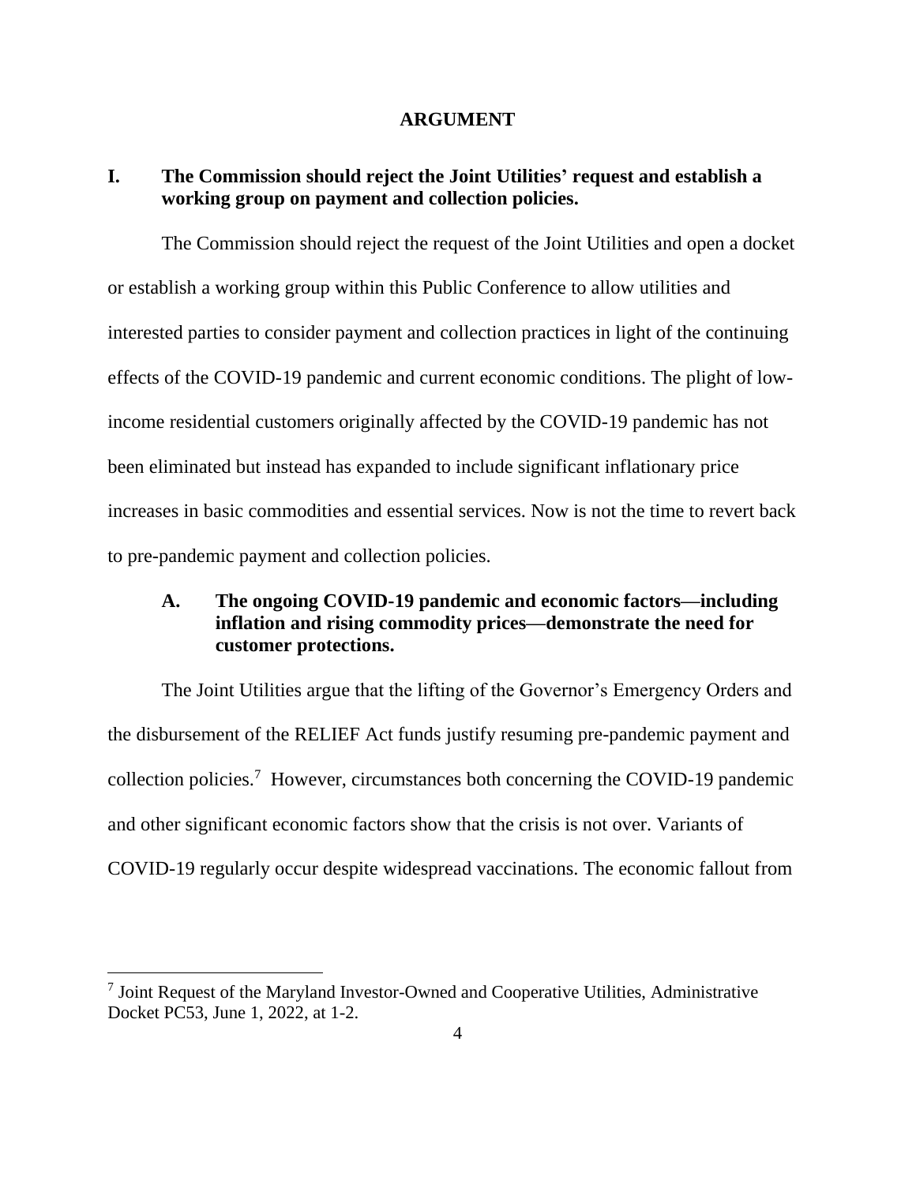# ARGUMENT

## I. The Commission should reject the Joint Utilities' request and establish a working group on payment and collection policies.

The Commission should reject the request of the Joint Utilities and open a docket or establish a working group within this Public Conference to allow utilities and interested parties to consider payment and collection practices in light of the continuing effects of the COVID-19 pandemic and current economic conditions. The plight of low-income residential customers originally affected by the COVID-19 pandemic has not been eliminated but instead has expanded to include significant inflationary price increases in basic commodities and essential services. Now is not the time to revert back to pre-pandemic payment and collection policies.

### A. The ongoing COVID-19 pandemic and economic factors—including inflation and rising commodity prices—demonstrate the need for customer protections.

The Joint Utilities argue that the lifting of the Governor's Emergency Orders and the disbursement of the RELIEF Act funds justify resuming pre-pandemic payment and collection policies.[7] However, circumstances both concerning the COVID-19 pandemic and other significant economic factors show that the crisis is not over. Variants of COVID-19 regularly occur despite widespread vaccinations. The economic fallout from

---

[7] Joint Request of the Maryland Investor-Owned and Cooperative Utilities, Administrative Docket PC53, June 1, 2022, at 1-2.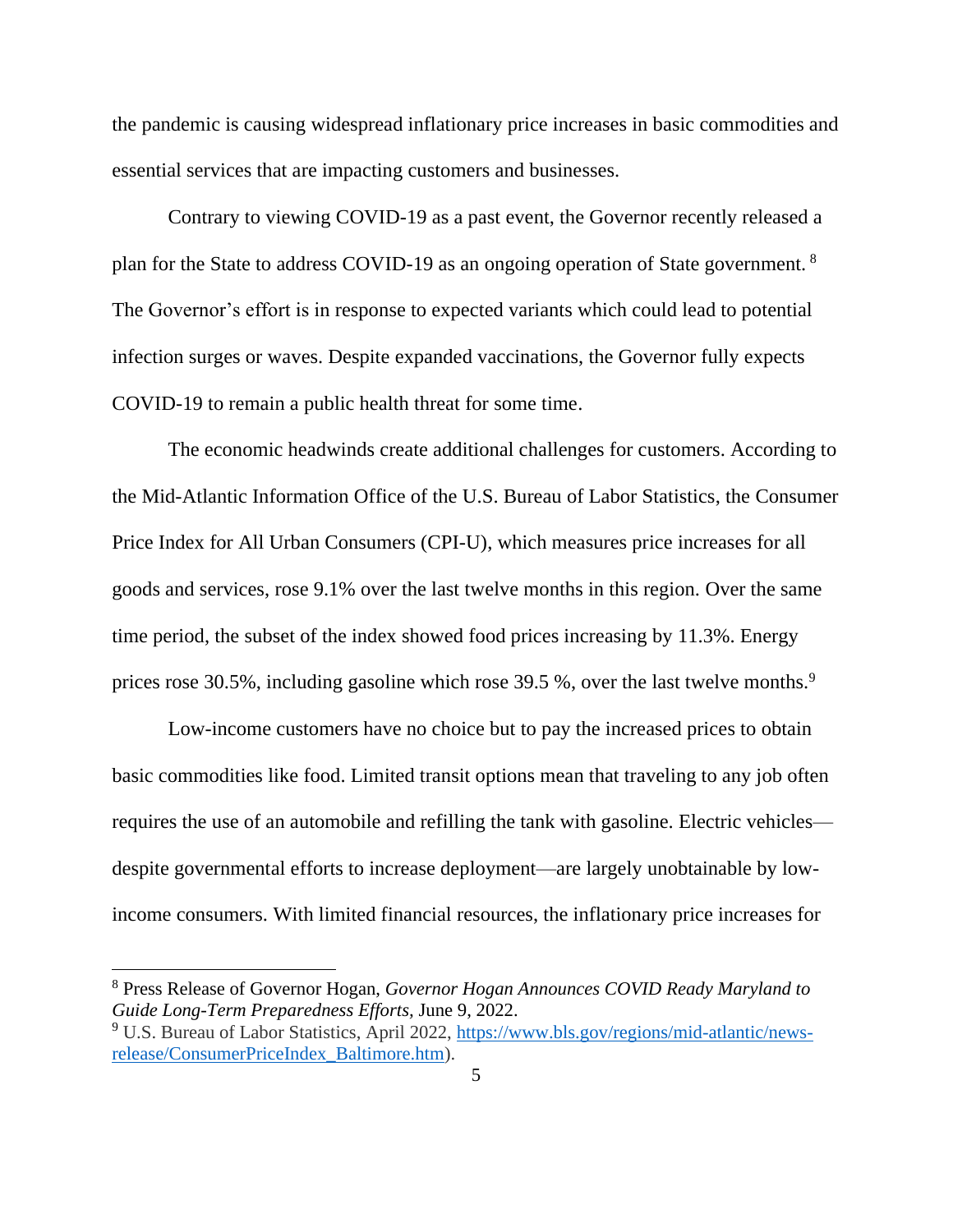the pandemic is causing widespread inflationary price increases in basic commodities and essential services that are impacting customers and businesses.

Contrary to viewing COVID-19 as a past event, the Governor recently released a plan for the State to address COVID-19 as an ongoing operation of State government.[8] The Governor's effort is in response to expected variants which could lead to potential infection surges or waves. Despite expanded vaccinations, the Governor fully expects COVID-19 to remain a public health threat for some time.

The economic headwinds create additional challenges for customers. According to the Mid-Atlantic Information Office of the U.S. Bureau of Labor Statistics, the Consumer Price Index for All Urban Consumers (CPI-U), which measures price increases for all goods and services, rose 9.1% over the last twelve months in this region. Over the same time period, the subset of the index showed food prices increasing by 11.3%. Energy prices rose 30.5%, including gasoline which rose 39.5 %, over the last twelve months.[9]

Low-income customers have no choice but to pay the increased prices to obtain basic commodities like food. Limited transit options mean that traveling to any job often requires the use of an automobile and refilling the tank with gasoline. Electric vehicles—despite governmental efforts to increase deployment—are largely unobtainable by low-income consumers. With limited financial resources, the inflationary price increases for

---

[8] Press Release of Governor Hogan, *Governor Hogan Announces COVID Ready Maryland to Guide Long-Term Preparedness Efforts,* June 9, 2022.

[9] U.S. Bureau of Labor Statistics, April 2022, https://www.bls.gov/regions/mid-atlantic/news-release/ConsumerPriceIndex_Baltimore.htm).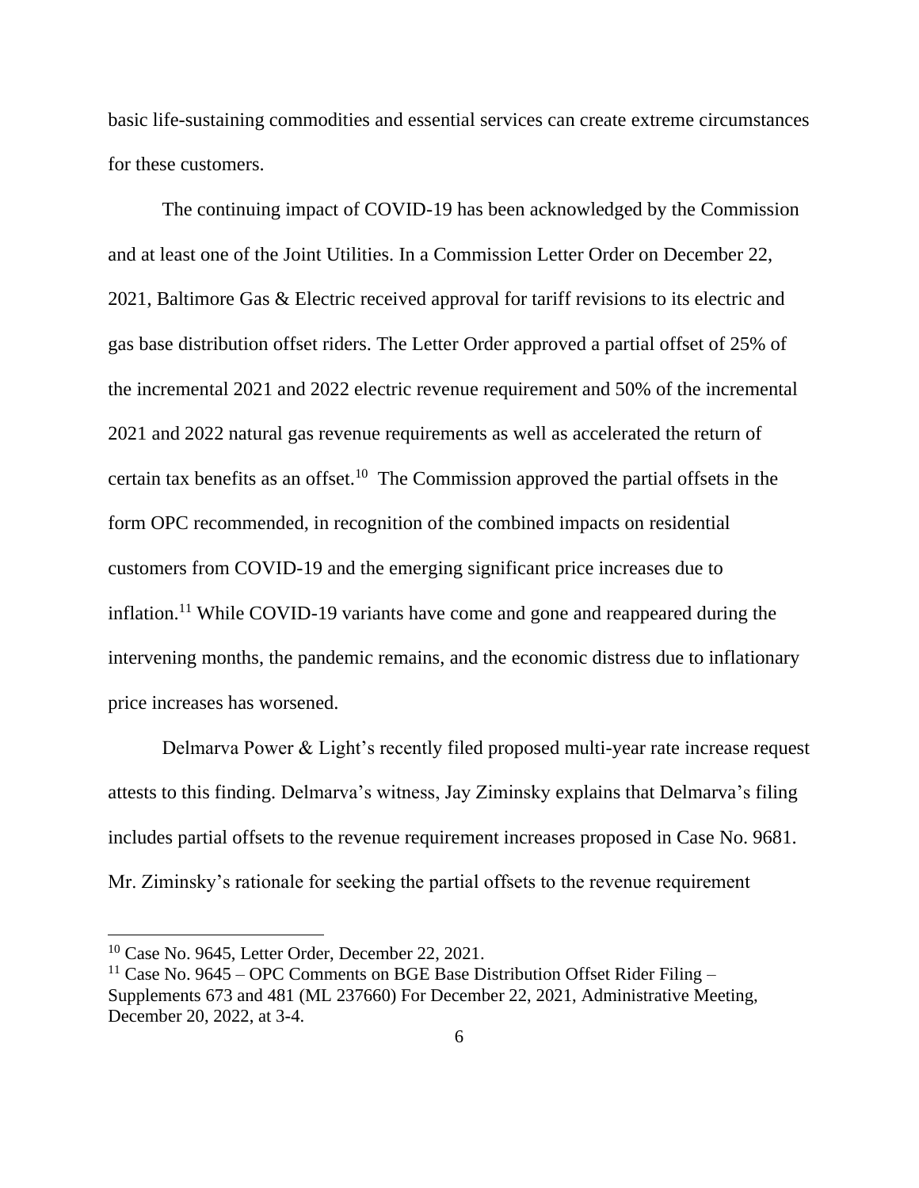basic life-sustaining commodities and essential services can create extreme circumstances for these customers.

The continuing impact of COVID-19 has been acknowledged by the Commission and at least one of the Joint Utilities. In a Commission Letter Order on December 22, 2021, Baltimore Gas & Electric received approval for tariff revisions to its electric and gas base distribution offset riders. The Letter Order approved a partial offset of 25% of the incremental 2021 and 2022 electric revenue requirement and 50% of the incremental 2021 and 2022 natural gas revenue requirements as well as accelerated the return of certain tax benefits as an offset.[10] The Commission approved the partial offsets in the form OPC recommended, in recognition of the combined impacts on residential customers from COVID-19 and the emerging significant price increases due to inflation.[11] While COVID-19 variants have come and gone and reappeared during the intervening months, the pandemic remains, and the economic distress due to inflationary price increases has worsened.

Delmarva Power & Light's recently filed proposed multi-year rate increase request attests to this finding. Delmarva's witness, Jay Ziminsky explains that Delmarva's filing includes partial offsets to the revenue requirement increases proposed in Case No. 9681. Mr. Ziminsky's rationale for seeking the partial offsets to the revenue requirement

---

[10] Case No. 9645, Letter Order, December 22, 2021.

[11] Case No. 9645 – OPC Comments on BGE Base Distribution Offset Rider Filing – Supplements 673 and 481 (ML 237660) For December 22, 2021, Administrative Meeting, December 20, 2022, at 3-4.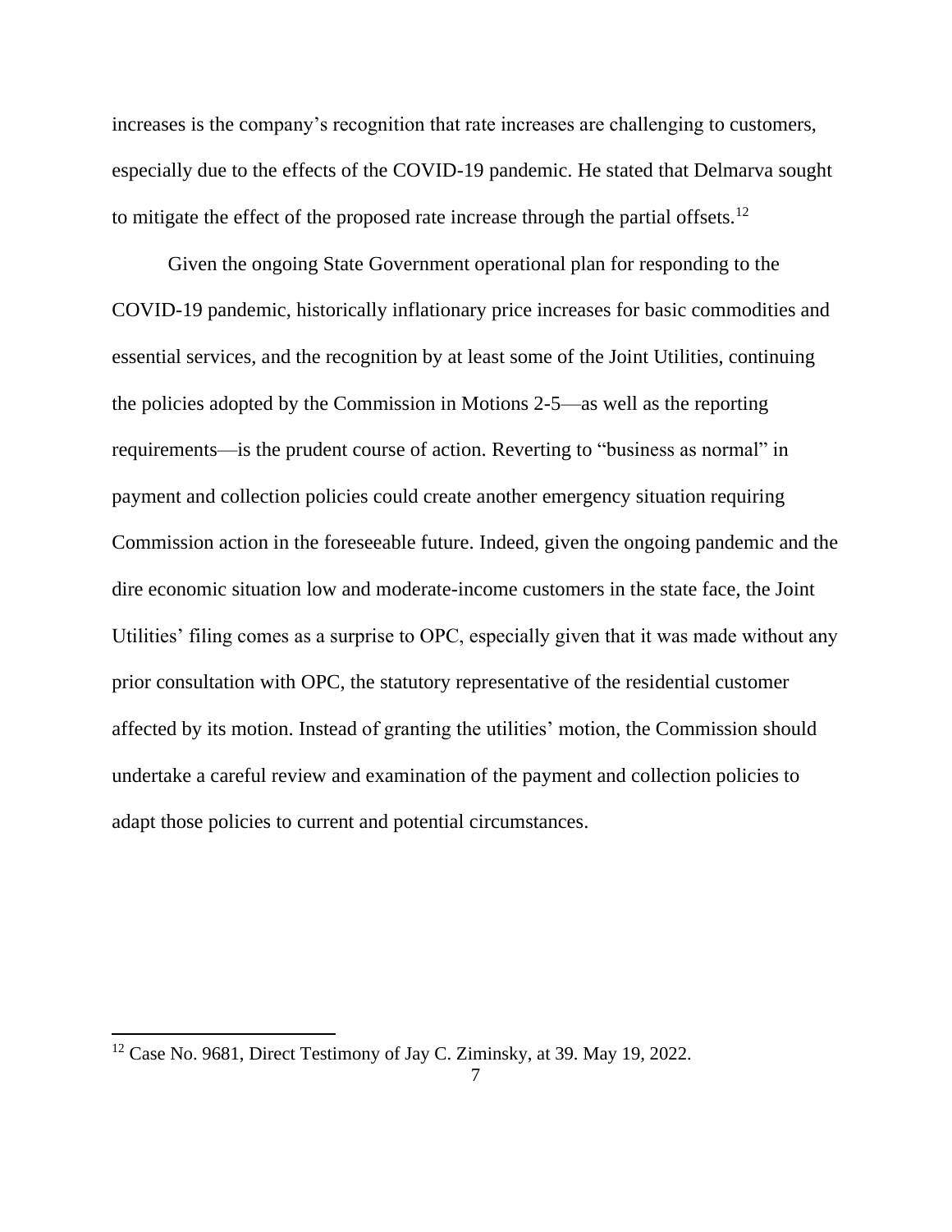increases is the company's recognition that rate increases are challenging to customers, especially due to the effects of the COVID-19 pandemic. He stated that Delmarva sought to mitigate the effect of the proposed rate increase through the partial offsets.[12]

Given the ongoing State Government operational plan for responding to the COVID-19 pandemic, historically inflationary price increases for basic commodities and essential services, and the recognition by at least some of the Joint Utilities, continuing the policies adopted by the Commission in Motions 2-5—as well as the reporting requirements—is the prudent course of action. Reverting to "business as normal" in payment and collection policies could create another emergency situation requiring Commission action in the foreseeable future. Indeed, given the ongoing pandemic and the dire economic situation low and moderate-income customers in the state face, the Joint Utilities' filing comes as a surprise to OPC, especially given that it was made without any prior consultation with OPC, the statutory representative of the residential customer affected by its motion. Instead of granting the utilities' motion, the Commission should undertake a careful review and examination of the payment and collection policies to adapt those policies to current and potential circumstances.

[12] Case No. 9681, Direct Testimony of Jay C. Ziminsky, at 39. May 19, 2022.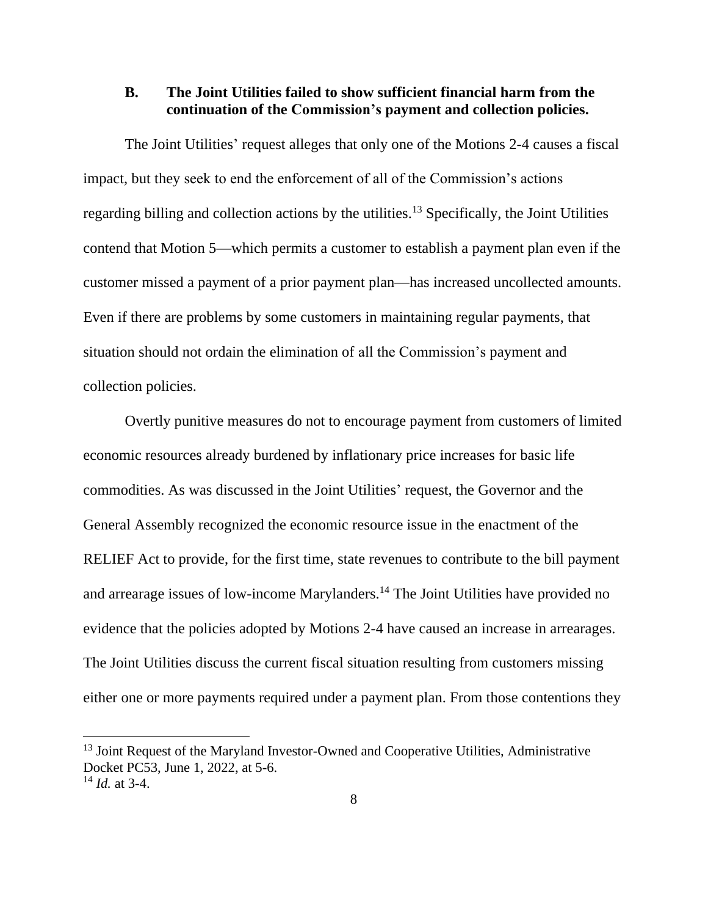### B. The Joint Utilities failed to show sufficient financial harm from the continuation of the Commission's payment and collection policies.

The Joint Utilities' request alleges that only one of the Motions 2-4 causes a fiscal impact, but they seek to end the enforcement of all of the Commission's actions regarding billing and collection actions by the utilities.[13] Specifically, the Joint Utilities contend that Motion 5—which permits a customer to establish a payment plan even if the customer missed a payment of a prior payment plan—has increased uncollected amounts. Even if there are problems by some customers in maintaining regular payments, that situation should not ordain the elimination of all the Commission's payment and collection policies.

Overtly punitive measures do not to encourage payment from customers of limited economic resources already burdened by inflationary price increases for basic life commodities. As was discussed in the Joint Utilities' request, the Governor and the General Assembly recognized the economic resource issue in the enactment of the RELIEF Act to provide, for the first time, state revenues to contribute to the bill payment and arrearage issues of low-income Marylanders.[14] The Joint Utilities have provided no evidence that the policies adopted by Motions 2-4 have caused an increase in arrearages. The Joint Utilities discuss the current fiscal situation resulting from customers missing either one or more payments required under a payment plan. From those contentions they

---

[13] Joint Request of the Maryland Investor-Owned and Cooperative Utilities, Administrative Docket PC53, June 1, 2022, at 5-6.

[14] *Id.* at 3-4.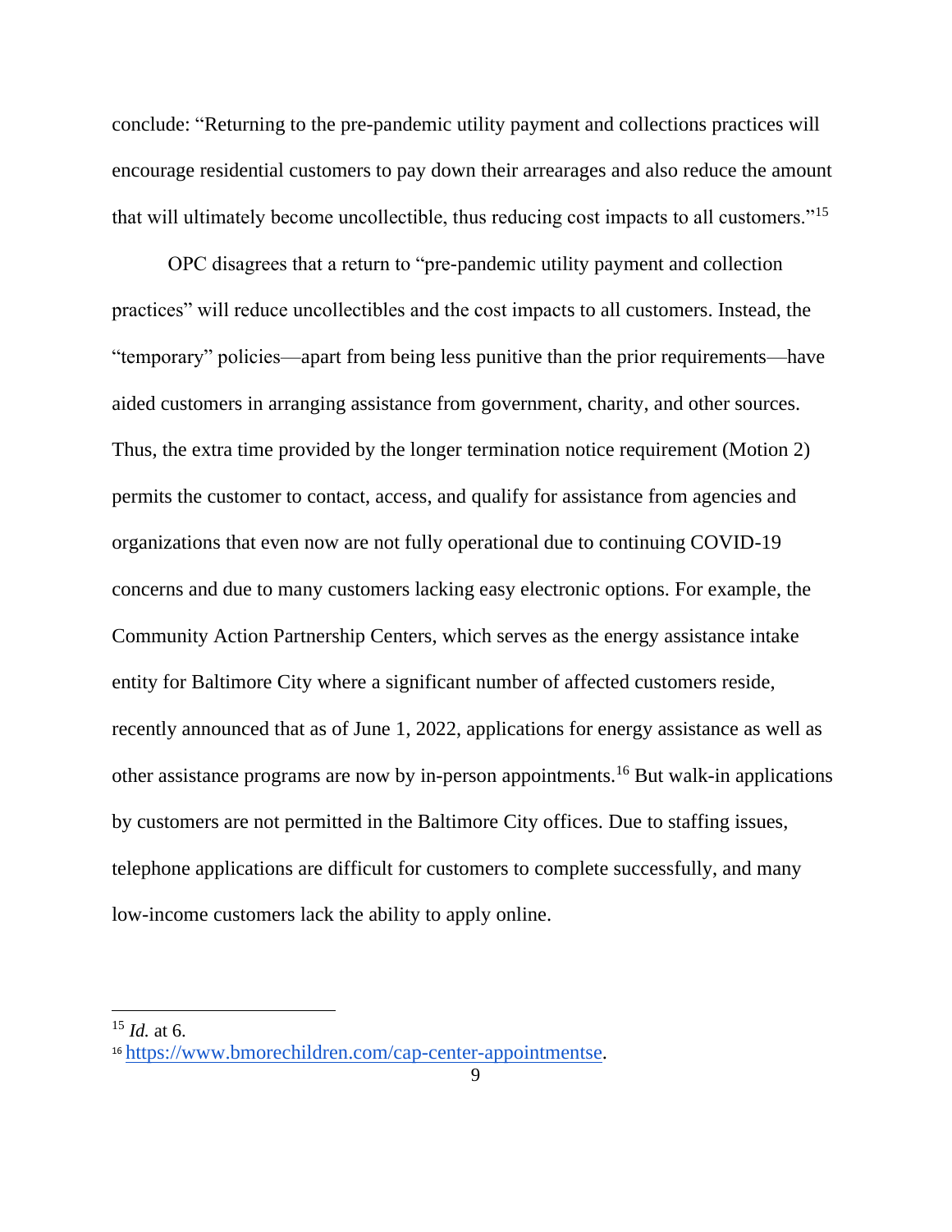conclude: "Returning to the pre-pandemic utility payment and collections practices will encourage residential customers to pay down their arrearages and also reduce the amount that will ultimately become uncollectible, thus reducing cost impacts to all customers."[15]

OPC disagrees that a return to "pre-pandemic utility payment and collection practices" will reduce uncollectibles and the cost impacts to all customers. Instead, the "temporary" policies—apart from being less punitive than the prior requirements—have aided customers in arranging assistance from government, charity, and other sources. Thus, the extra time provided by the longer termination notice requirement (Motion 2) permits the customer to contact, access, and qualify for assistance from agencies and organizations that even now are not fully operational due to continuing COVID-19 concerns and due to many customers lacking easy electronic options. For example, the Community Action Partnership Centers, which serves as the energy assistance intake entity for Baltimore City where a significant number of affected customers reside, recently announced that as of June 1, 2022, applications for energy assistance as well as other assistance programs are now by in-person appointments.[16] But walk-in applications by customers are not permitted in the Baltimore City offices. Due to staffing issues, telephone applications are difficult for customers to complete successfully, and many low-income customers lack the ability to apply online.

---

[15] *Id.* at 6.

[16] https://www.bmorechildren.com/cap-center-appointmentse.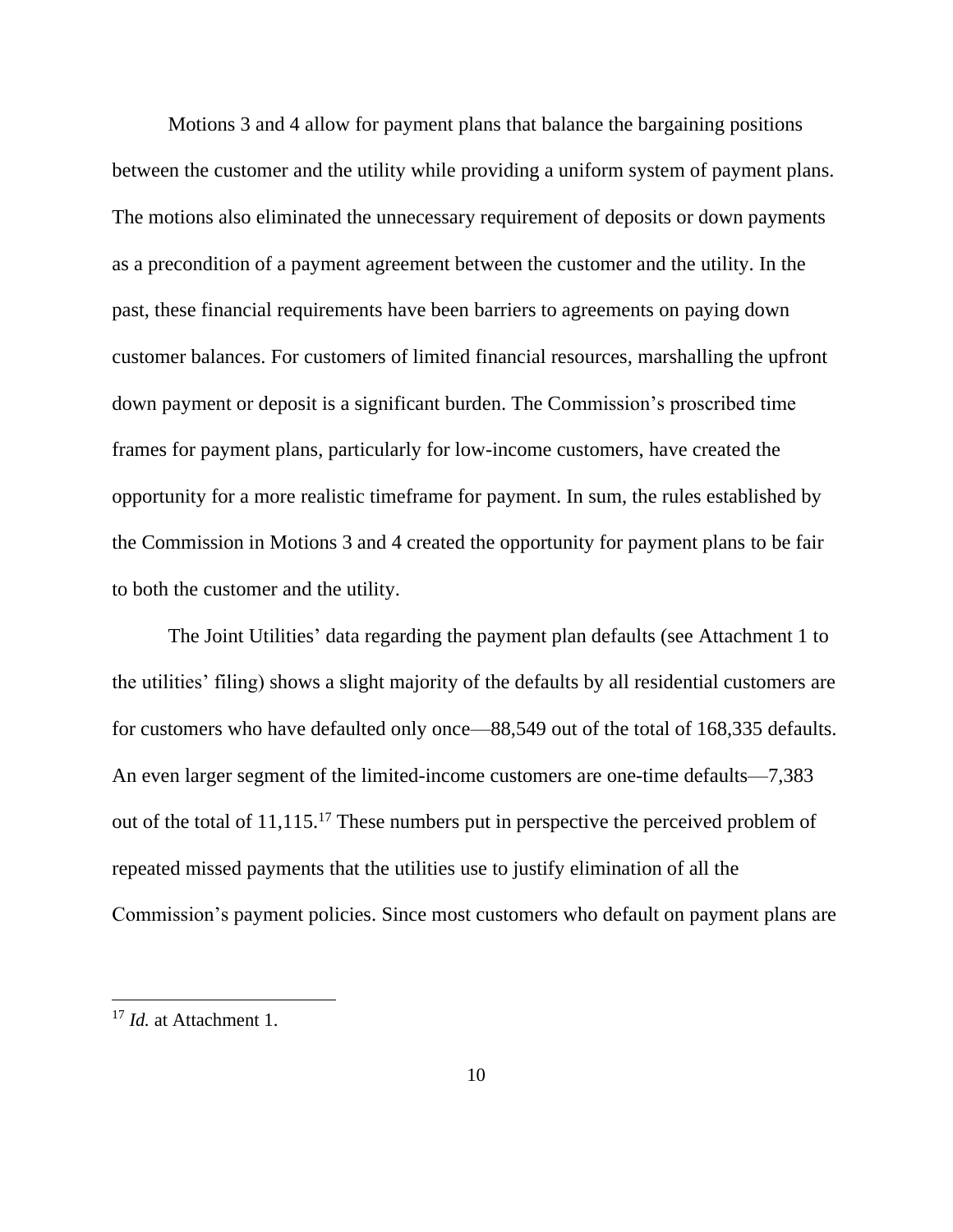Motions 3 and 4 allow for payment plans that balance the bargaining positions between the customer and the utility while providing a uniform system of payment plans. The motions also eliminated the unnecessary requirement of deposits or down payments as a precondition of a payment agreement between the customer and the utility. In the past, these financial requirements have been barriers to agreements on paying down customer balances. For customers of limited financial resources, marshalling the upfront down payment or deposit is a significant burden. The Commission's proscribed time frames for payment plans, particularly for low-income customers, have created the opportunity for a more realistic timeframe for payment. In sum, the rules established by the Commission in Motions 3 and 4 created the opportunity for payment plans to be fair to both the customer and the utility.

The Joint Utilities' data regarding the payment plan defaults (see Attachment 1 to the utilities' filing) shows a slight majority of the defaults by all residential customers are for customers who have defaulted only once—88,549 out of the total of 168,335 defaults. An even larger segment of the limited-income customers are one-time defaults—7,383 out of the total of 11,115.[17] These numbers put in perspective the perceived problem of repeated missed payments that the utilities use to justify elimination of all the Commission's payment policies. Since most customers who default on payment plans are

[17] *Id.* at Attachment 1.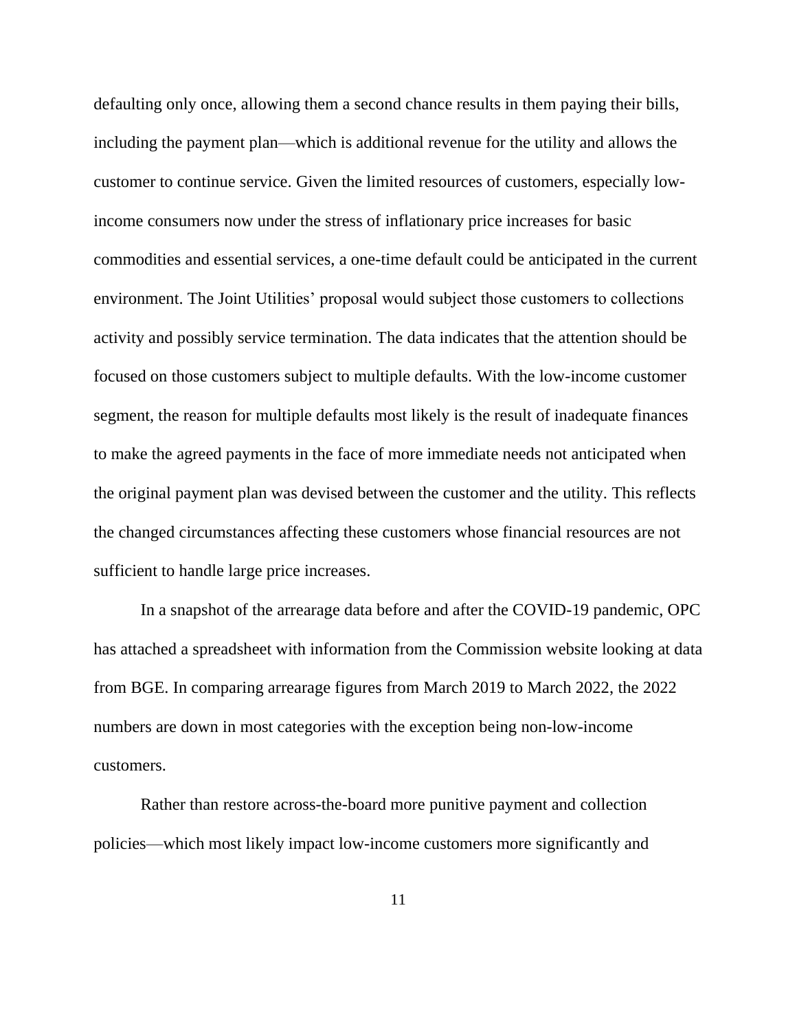defaulting only once, allowing them a second chance results in them paying their bills, including the payment plan—which is additional revenue for the utility and allows the customer to continue service. Given the limited resources of customers, especially low-income consumers now under the stress of inflationary price increases for basic commodities and essential services, a one-time default could be anticipated in the current environment. The Joint Utilities' proposal would subject those customers to collections activity and possibly service termination. The data indicates that the attention should be focused on those customers subject to multiple defaults. With the low-income customer segment, the reason for multiple defaults most likely is the result of inadequate finances to make the agreed payments in the face of more immediate needs not anticipated when the original payment plan was devised between the customer and the utility. This reflects the changed circumstances affecting these customers whose financial resources are not sufficient to handle large price increases.

In a snapshot of the arrearage data before and after the COVID-19 pandemic, OPC has attached a spreadsheet with information from the Commission website looking at data from BGE. In comparing arrearage figures from March 2019 to March 2022, the 2022 numbers are down in most categories with the exception being non-low-income customers.

Rather than restore across-the-board more punitive payment and collection policies—which most likely impact low-income customers more significantly and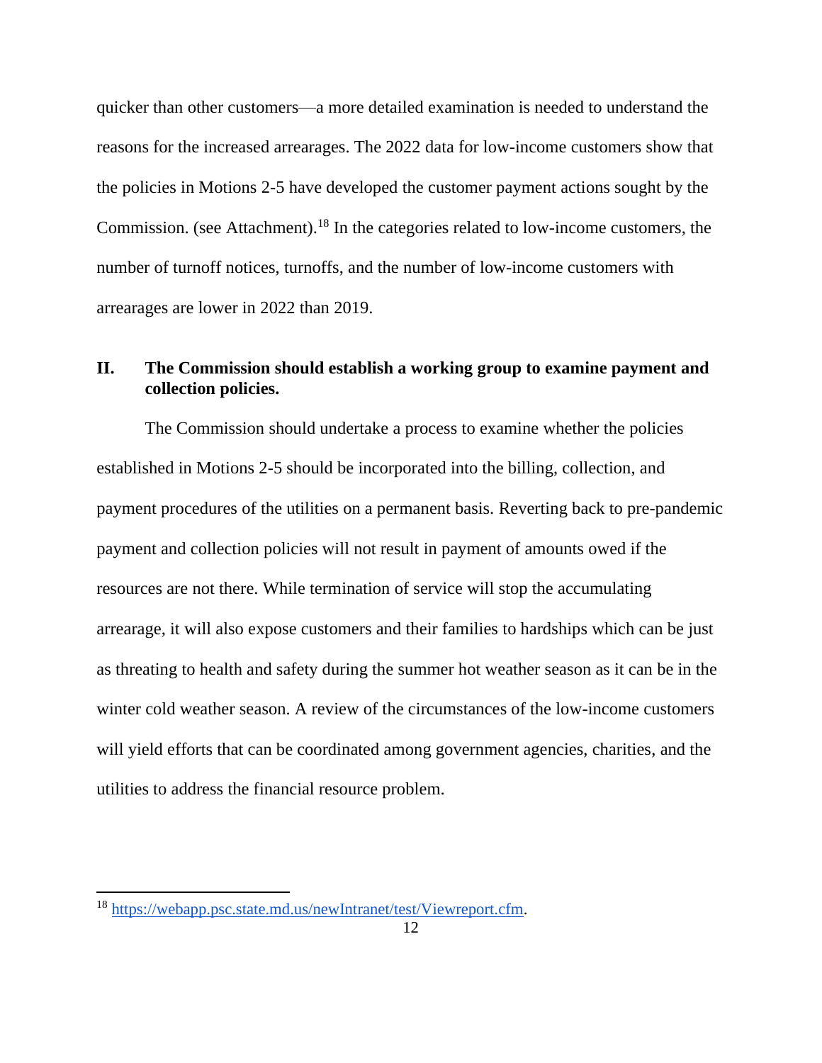quicker than other customers—a more detailed examination is needed to understand the reasons for the increased arrearages. The 2022 data for low-income customers show that the policies in Motions 2-5 have developed the customer payment actions sought by the Commission. (see Attachment).[18] In the categories related to low-income customers, the number of turnoff notices, turnoffs, and the number of low-income customers with arrearages are lower in 2022 than 2019.

## II. The Commission should establish a working group to examine payment and collection policies.

The Commission should undertake a process to examine whether the policies established in Motions 2-5 should be incorporated into the billing, collection, and payment procedures of the utilities on a permanent basis. Reverting back to pre-pandemic payment and collection policies will not result in payment of amounts owed if the resources are not there. While termination of service will stop the accumulating arrearage, it will also expose customers and their families to hardships which can be just as threating to health and safety during the summer hot weather season as it can be in the winter cold weather season. A review of the circumstances of the low-income customers will yield efforts that can be coordinated among government agencies, charities, and the utilities to address the financial resource problem.

---

[18] https://webapp.psc.state.md.us/newIntranet/test/Viewreport.cfm.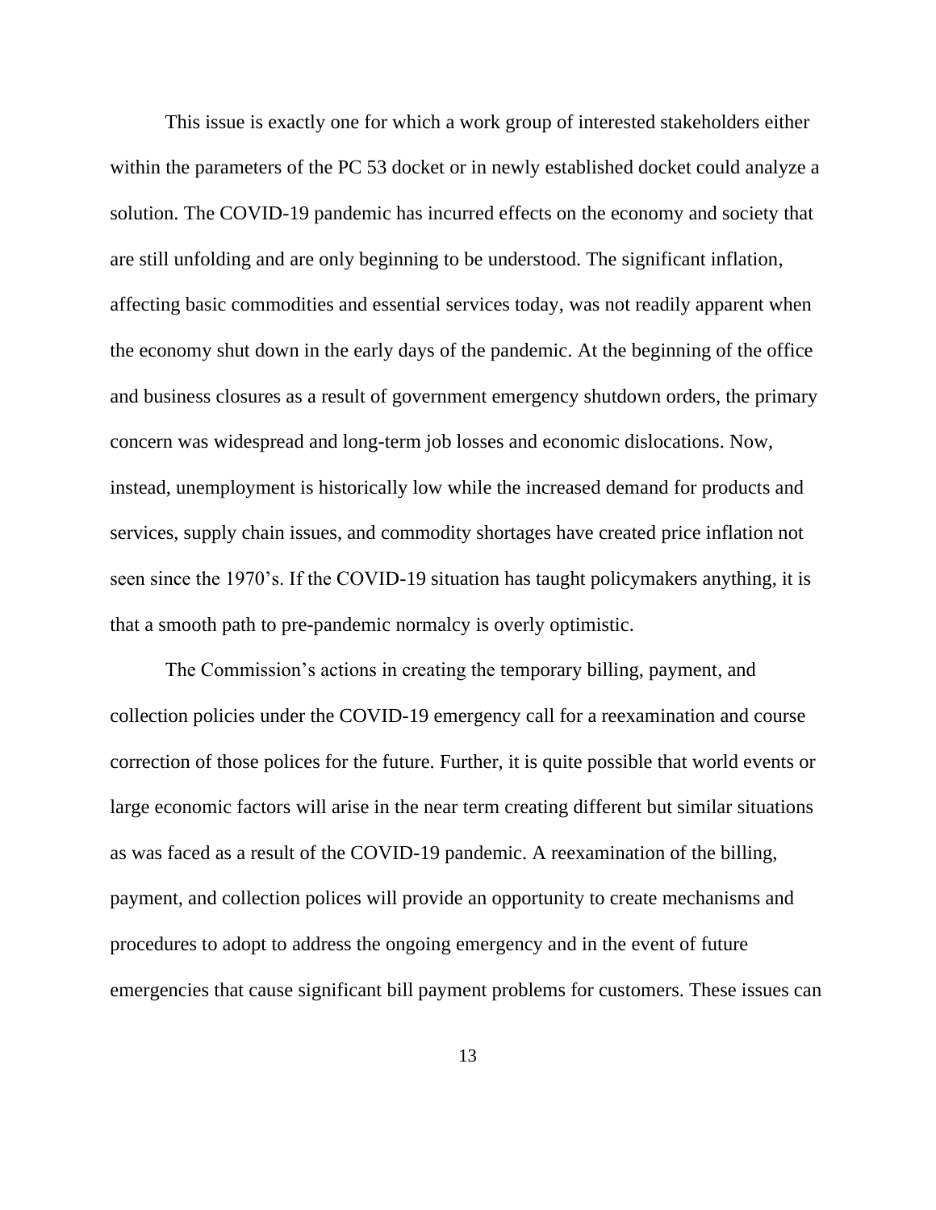This issue is exactly one for which a work group of interested stakeholders either within the parameters of the PC 53 docket or in newly established docket could analyze a solution. The COVID-19 pandemic has incurred effects on the economy and society that are still unfolding and are only beginning to be understood. The significant inflation, affecting basic commodities and essential services today, was not readily apparent when the economy shut down in the early days of the pandemic. At the beginning of the office and business closures as a result of government emergency shutdown orders, the primary concern was widespread and long-term job losses and economic dislocations. Now, instead, unemployment is historically low while the increased demand for products and services, supply chain issues, and commodity shortages have created price inflation not seen since the 1970's. If the COVID-19 situation has taught policymakers anything, it is that a smooth path to pre-pandemic normalcy is overly optimistic.

The Commission's actions in creating the temporary billing, payment, and collection policies under the COVID-19 emergency call for a reexamination and course correction of those polices for the future. Further, it is quite possible that world events or large economic factors will arise in the near term creating different but similar situations as was faced as a result of the COVID-19 pandemic. A reexamination of the billing, payment, and collection polices will provide an opportunity to create mechanisms and procedures to adopt to address the ongoing emergency and in the event of future emergencies that cause significant bill payment problems for customers. These issues can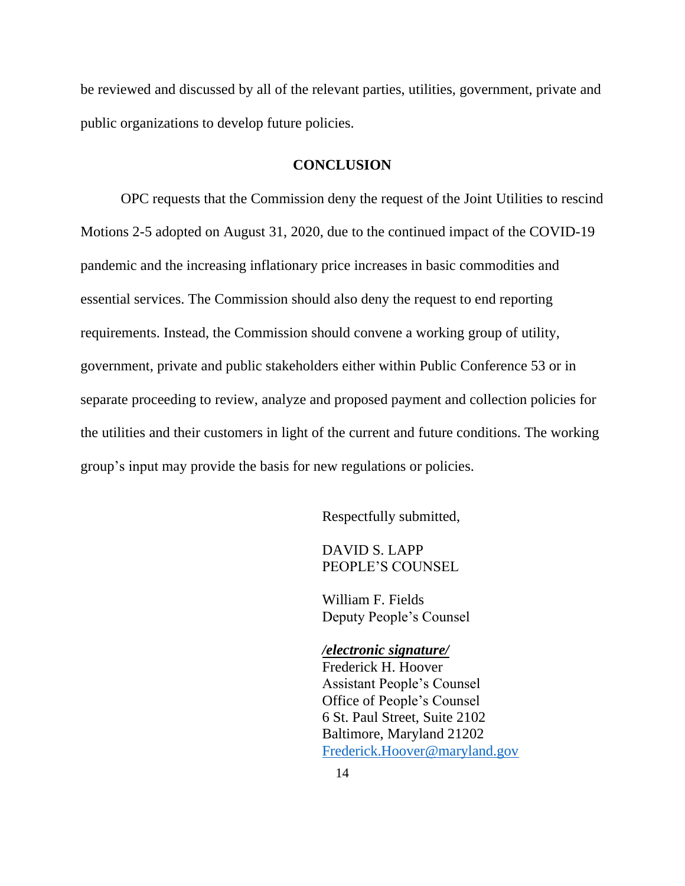be reviewed and discussed by all of the relevant parties, utilities, government, private and public organizations to develop future policies.

## CONCLUSION

OPC requests that the Commission deny the request of the Joint Utilities to rescind Motions 2-5 adopted on August 31, 2020, due to the continued impact of the COVID-19 pandemic and the increasing inflationary price increases in basic commodities and essential services. The Commission should also deny the request to end reporting requirements. Instead, the Commission should convene a working group of utility, government, private and public stakeholders either within Public Conference 53 or in separate proceeding to review, analyze and proposed payment and collection policies for the utilities and their customers in light of the current and future conditions. The working group's input may provide the basis for new regulations or policies.

Respectfully submitted,

DAVID S. LAPP
PEOPLE'S COUNSEL

William F. Fields
Deputy People's Counsel

***/electronic signature/***
Frederick H. Hoover
Assistant People's Counsel
Office of People's Counsel
6 St. Paul Street, Suite 2102
Baltimore, Maryland 21202
Frederick.Hoover@maryland.gov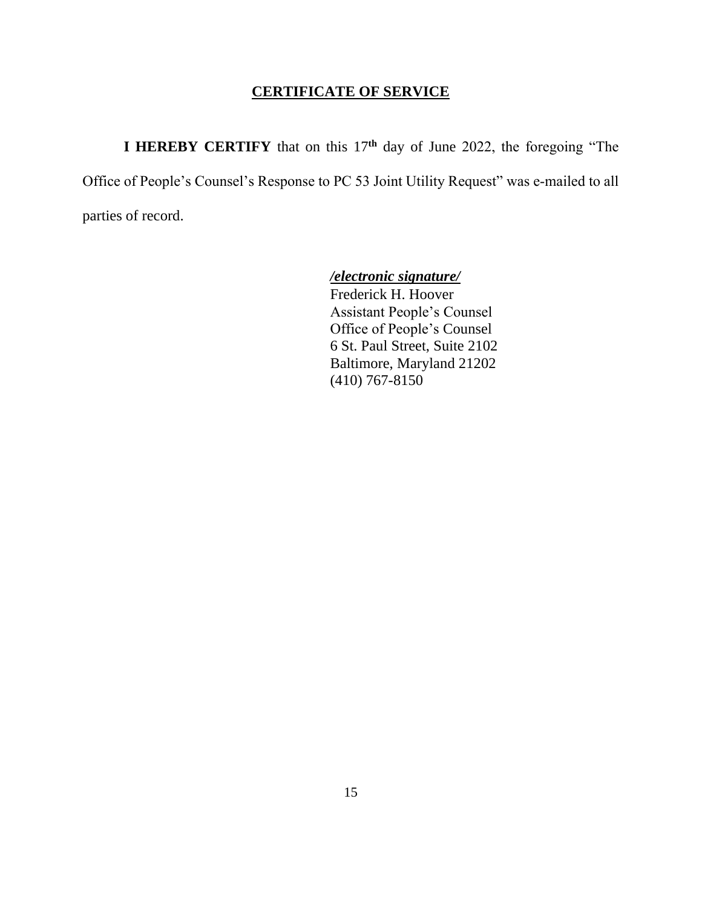## CERTIFICATE OF SERVICE

**I HEREBY CERTIFY** that on this 17th day of June 2022, the foregoing "The Office of People's Counsel's Response to PC 53 Joint Utility Request" was e-mailed to all parties of record.

***/electronic signature/***
Frederick H. Hoover
Assistant People's Counsel
Office of People's Counsel
6 St. Paul Street, Suite 2102
Baltimore, Maryland 21202
(410) 767-8150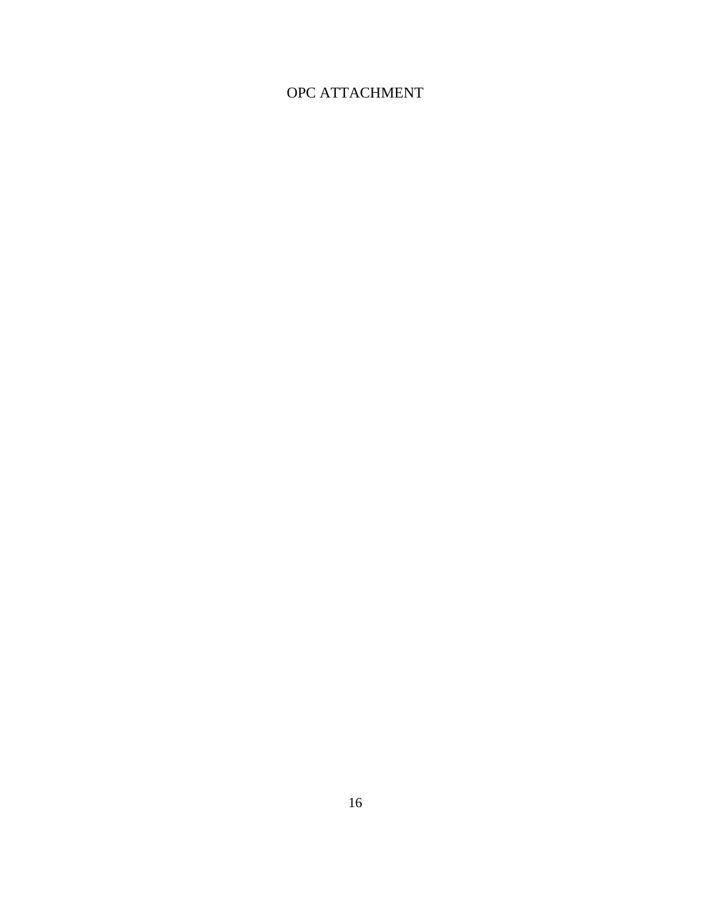OPC ATTACHMENT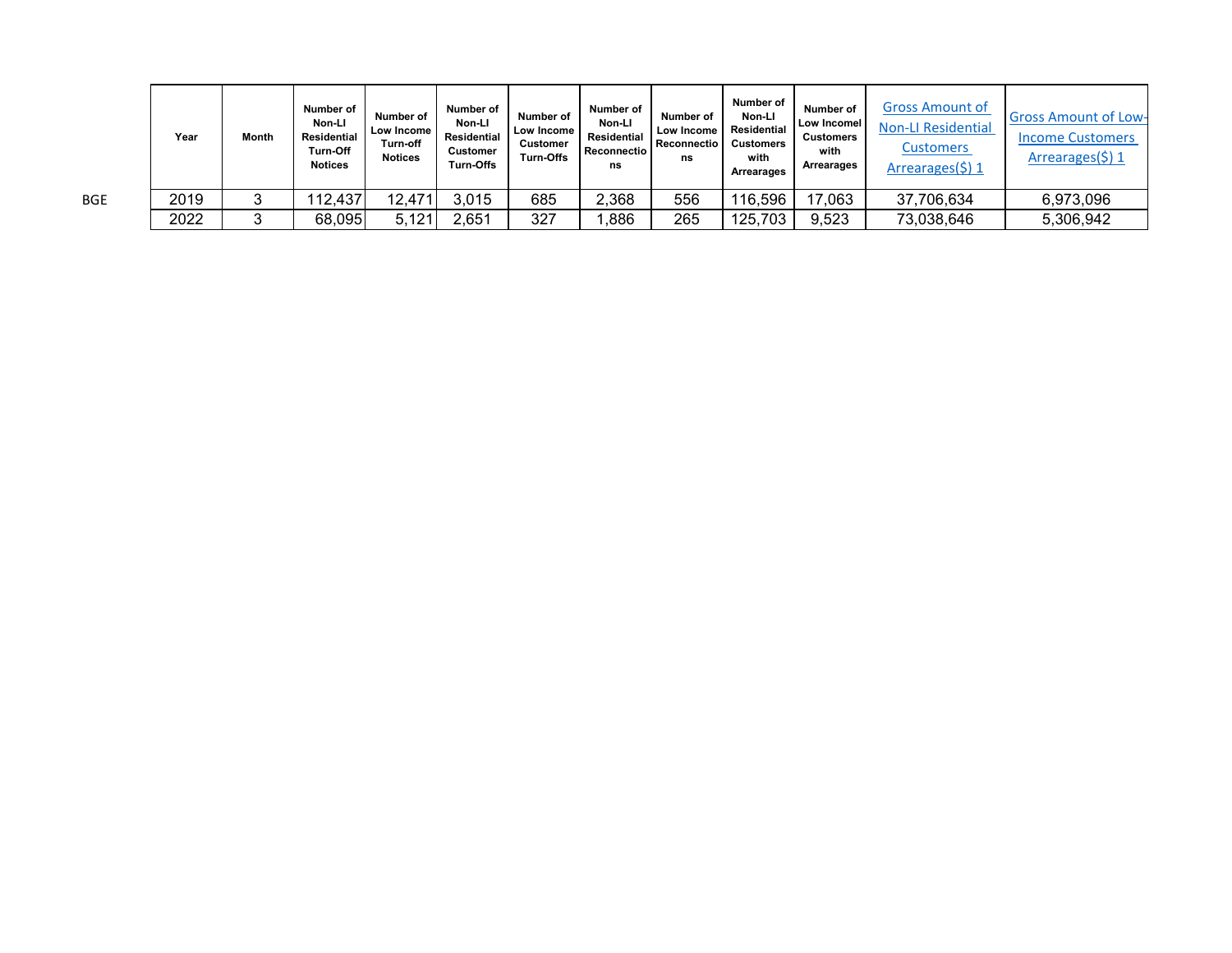| | Year | Month | Number of Non-LI Residential Turn-Off Notices | Number of Low Income Turn-off Notices | Number of Non-LI Residential Customer Turn-Offs | Number of Low Income Customer Turn-Offs | Number of Non-LI Residential Reconnections | Number of Low Income Reconnections | Number of Non-LI Residential Customers with Arrearages | Number of Low IncomeI Customers with Arrearages | Gross Amount of Non-LI Residential Customers Arrearages($) 1 | Gross Amount of Low-Income Customers Arrearages($) 1 |
|---|---|---|---|---|---|---|---|---|---|---|---|---|
| BGE | 2019 | 3 | 112,437 | 12,471 | 3,015 | 685 | 2,368 | 556 | 116,596 | 17,063 | 37,706,634 | 6,973,096 |
| | 2022 | 3 | 68,095 | 5,121 | 2,651 | 327 | 1,886 | 265 | 125,703 | 9,523 | 73,038,646 | 5,306,942 |